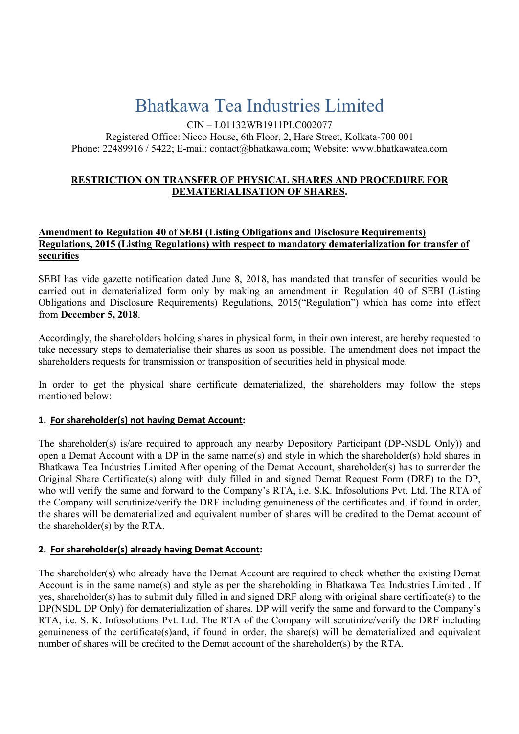# Bhatkawa Tea Industries Limited

CIN – L01132WB1911PLC002077
Registered Office: Nicco House, 6th Floor, 2, Hare Street, Kolkata-700 001
Phone: 22489916 / 5422; E-mail: contact@bhatkawa.com; Website: www.bhatkawatea.com

## RESTRICTION ON TRANSFER OF PHYSICAL SHARES AND PROCEDURE FOR DEMATERIALISATION OF SHARES.

### Amendment to Regulation 40 of SEBI (Listing Obligations and Disclosure Requirements) Regulations, 2015 (Listing Regulations) with respect to mandatory dematerialization for transfer of securities

SEBI has vide gazette notification dated June 8, 2018, has mandated that transfer of securities would be carried out in dematerialized form only by making an amendment in Regulation 40 of SEBI (Listing Obligations and Disclosure Requirements) Regulations, 2015("Regulation") which has come into effect from **December 5, 2018**.

Accordingly, the shareholders holding shares in physical form, in their own interest, are hereby requested to take necessary steps to dematerialise their shares as soon as possible. The amendment does not impact the shareholders requests for transmission or transposition of securities held in physical mode.

In order to get the physical share certificate dematerialized, the shareholders may follow the steps mentioned below:

**1. For shareholder(s) not having Demat Account:**

The shareholder(s) is/are required to approach any nearby Depository Participant (DP-NSDL Only)) and open a Demat Account with a DP in the same name(s) and style in which the shareholder(s) hold shares in Bhatkawa Tea Industries Limited After opening of the Demat Account, shareholder(s) has to surrender the Original Share Certificate(s) along with duly filled in and signed Demat Request Form (DRF) to the DP, who will verify the same and forward to the Company's RTA, i.e. S.K. Infosolutions Pvt. Ltd. The RTA of the Company will scrutinize/verify the DRF including genuineness of the certificates and, if found in order, the shares will be dematerialized and equivalent number of shares will be credited to the Demat account of the shareholder(s) by the RTA.

**2. For shareholder(s) already having Demat Account:**

The shareholder(s) who already have the Demat Account are required to check whether the existing Demat Account is in the same name(s) and style as per the shareholding in Bhatkawa Tea Industries Limited . If yes, shareholder(s) has to submit duly filled in and signed DRF along with original share certificate(s) to the DP(NSDL DP Only) for dematerialization of shares. DP will verify the same and forward to the Company's RTA, i.e. S. K. Infosolutions Pvt. Ltd. The RTA of the Company will scrutinize/verify the DRF including genuineness of the certificate(s)and, if found in order, the share(s) will be dematerialized and equivalent number of shares will be credited to the Demat account of the shareholder(s) by the RTA.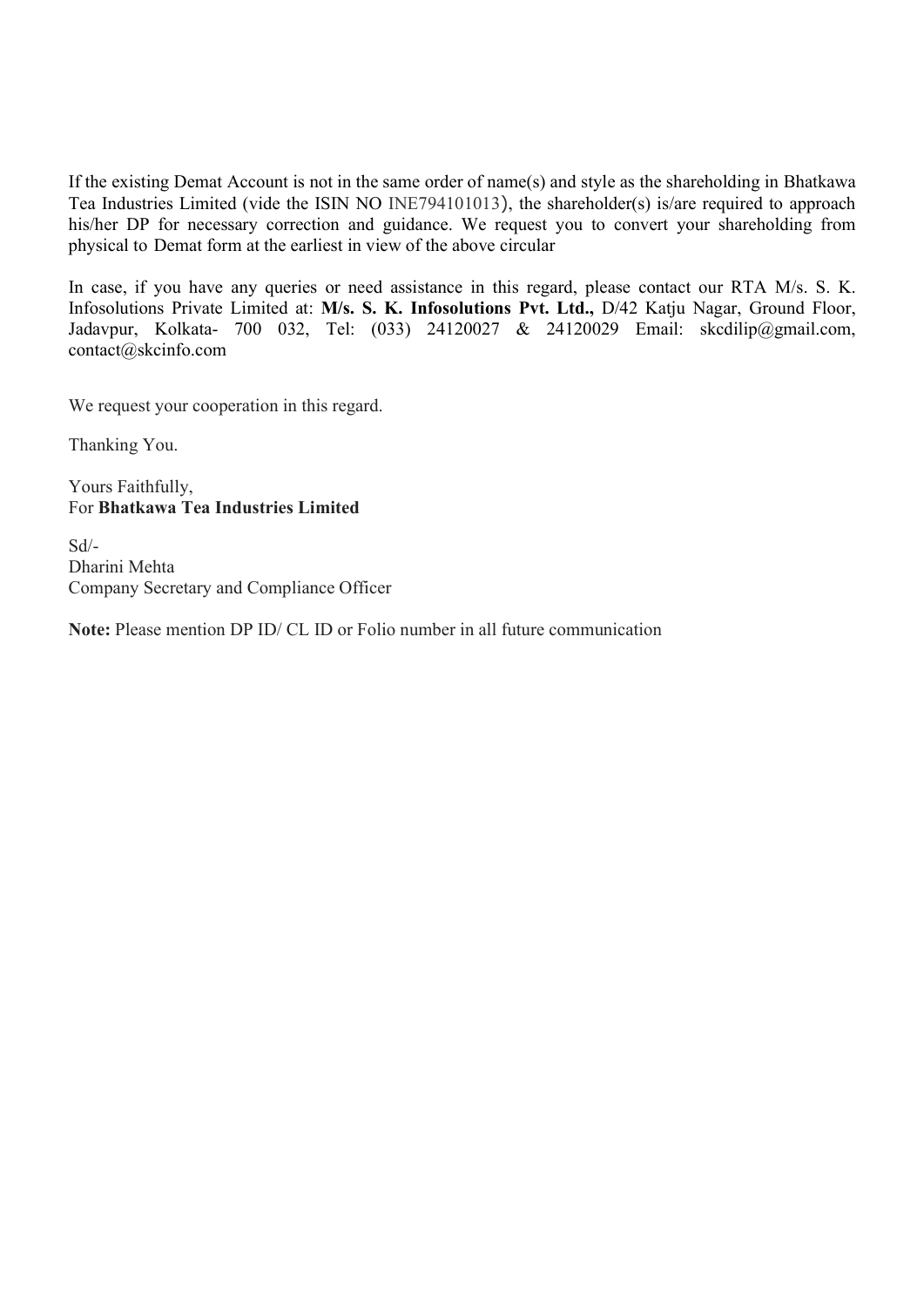If the existing Demat Account is not in the same order of name(s) and style as the shareholding in Bhatkawa Tea Industries Limited (vide the ISIN NO INE794101013), the shareholder(s) is/are required to approach his/her DP for necessary correction and guidance. We request you to convert your shareholding from physical to Demat form at the earliest in view of the above circular

In case, if you have any queries or need assistance in this regard, please contact our RTA M/s. S. K. Infosolutions Private Limited at: **M/s. S. K. Infosolutions Pvt. Ltd.,** D/42 Katju Nagar, Ground Floor, Jadavpur, Kolkata- 700 032, Tel: (033) 24120027 & 24120029 Email: skcdilip@gmail.com, contact@skcinfo.com

We request your cooperation in this regard.

Thanking You.

Yours Faithfully,  
For **Bhatkawa Tea Industries Limited**

Sd/-  
Dharini Mehta  
Company Secretary and Compliance Officer

**Note:** Please mention DP ID/ CL ID or Folio number in all future communication